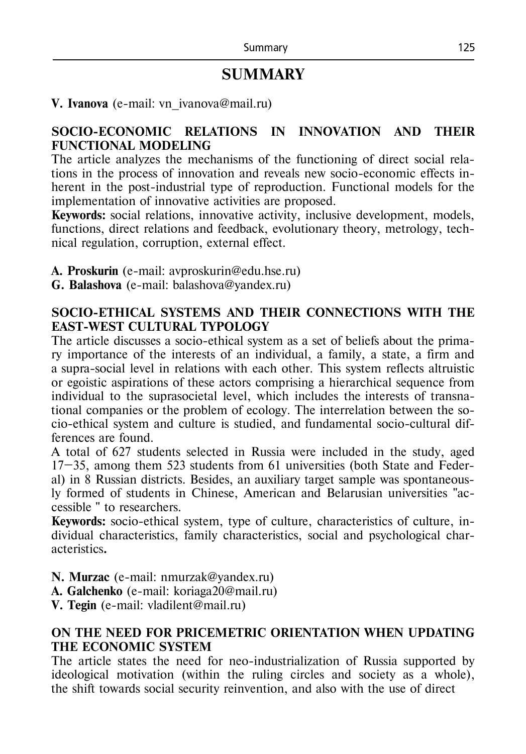# SUMMARY

**V. Ivanova** (e-mail: vn_ivanova@mail.ru)

### SOCIO-ECONOMIC RELATIONS IN INNOVATION AND THEIR FUNCTIONAL MODELING

The article analyzes the mechanisms of the functioning of direct social relations in the process of innovation and reveals new socio-economic effects inherent in the post-industrial type of reproduction. Functional models for the implementation of innovative activities are proposed.

**Keywords:** social relations, innovative activity, inclusive development, models, functions, direct relations and feedback, evolutionary theory, metrology, technical regulation, corruption, external effect.

**A. Proskurin** (e-mail: avproskurin@edu.hse.ru)
**G. Balashova** (e-mail: balashova@yandex.ru)

### SOCIO-ETHICAL SYSTEMS AND THEIR CONNECTIONS WITH THE EAST-WEST CULTURAL TYPOLOGY

The article discusses a socio-ethical system as a set of beliefs about the primary importance of the interests of an individual, a family, a state, a firm and a supra-social level in relations with each other. This system reflects altruistic or egoistic aspirations of these actors comprising a hierarchical sequence from individual to the suprasocietal level, which includes the interests of transnational companies or the problem of ecology. The interrelation between the socio-ethical system and culture is studied, and fundamental socio-cultural differences are found.

A total of 627 students selected in Russia were included in the study, aged 17–35, among them 523 students from 61 universities (both State and Federal) in 8 Russian districts. Besides, an auxiliary target sample was spontaneously formed of students in Chinese, American and Belarusian universities "accessible " to researchers.

**Keywords:** socio-ethical system, type of culture, characteristics of culture, individual characteristics, family characteristics, social and psychological characteristics**.**

**N. Murzac** (e-mail: nmurzak@yandex.ru)
**A. Galchenko** (e-mail: koriaga20@mail.ru)
**V. Tegin** (e-mail: vladilent@mail.ru)

### ON THE NEED FOR PRICEMETRIC ORIENTATION WHEN UPDATING THE ECONOMIC SYSTEM

The article states the need for neo-industrialization of Russia supported by ideological motivation (within the ruling circles and society as a whole), the shift towards social security reinvention, and also with the use of direct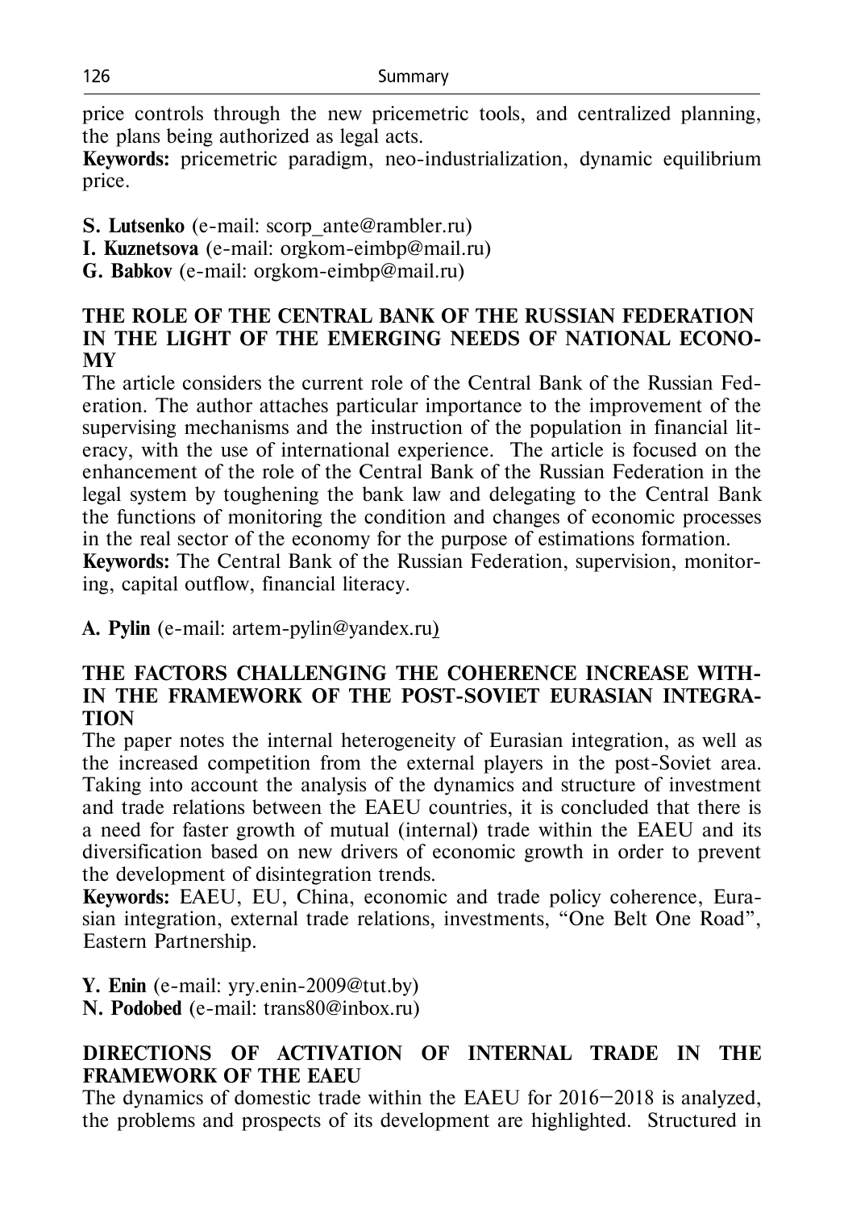price controls through the new pricemetric tools, and centralized planning, the plans being authorized as legal acts.

**Keywords:** pricemetric paradigm, neo-industrialization, dynamic equilibrium price.

**S. Lutsenko** (e-mail: scorp_ante@rambler.ru)
**I. Kuznetsova** (e-mail: orgkom-eimbp@mail.ru)
**G. Babkov** (e-mail: orgkom-eimbp@mail.ru)

### THE ROLE OF THE CENTRAL BANK OF THE RUSSIAN FEDERATION IN THE LIGHT OF THE EMERGING NEEDS OF NATIONAL ECONOMY

The article considers the current role of the Central Bank of the Russian Federation. The author attaches particular importance to the improvement of the supervising mechanisms and the instruction of the population in financial literacy, with the use of international experience. The article is focused on the enhancement of the role of the Central Bank of the Russian Federation in the legal system by toughening the bank law and delegating to the Central Bank the functions of monitoring the condition and changes of economic processes in the real sector of the economy for the purpose of estimations formation.

**Keywords:** The Central Bank of the Russian Federation, supervision, monitoring, capital outflow, financial literacy.

**A. Pylin** (e-mail: artem-pylin@yandex.ru)

### THE FACTORS CHALLENGING THE COHERENCE INCREASE WITHIN THE FRAMEWORK OF THE POST-SOVIET EURASIAN INTEGRATION

The paper notes the internal heterogeneity of Eurasian integration, as well as the increased competition from the external players in the post-Soviet area. Taking into account the analysis of the dynamics and structure of investment and trade relations between the EAEU countries, it is concluded that there is a need for faster growth of mutual (internal) trade within the EAEU and its diversification based on new drivers of economic growth in order to prevent the development of disintegration trends.

**Keywords:** EAEU, EU, China, economic and trade policy coherence, Eurasian integration, external trade relations, investments, “One Belt One Road”, Eastern Partnership.

**Y. Enin** (e-mail: yry.enin-2009@tut.by)
**N. Podobed** (e-mail: trans80@inbox.ru)

### DIRECTIONS OF ACTIVATION OF INTERNAL TRADE IN THE FRAMEWORK OF THE EAEU

The dynamics of domestic trade within the EAEU for 2016–2018 is analyzed, the problems and prospects of its development are highlighted. Structured in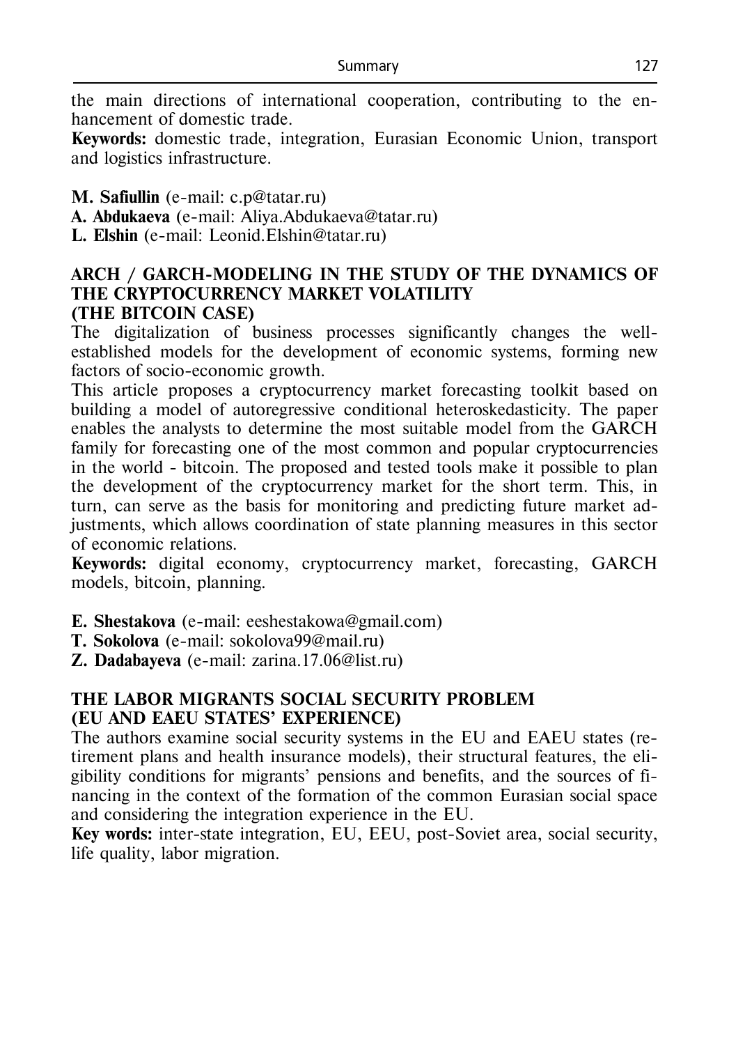the main directions of international cooperation, contributing to the enhancement of domestic trade.

**Keywords:** domestic trade, integration, Eurasian Economic Union, transport and logistics infrastructure.

**M. Safiullin** (e-mail: c.p@tatar.ru)
**A. Abdukaeva** (e-mail: Aliya.Abdukaeva@tatar.ru)
**L. Elshin** (e-mail: Leonid.Elshin@tatar.ru)

## ARCH / GARCH-MODELING IN THE STUDY OF THE DYNAMICS OF THE CRYPTOCURRENCY MARKET VOLATILITY (THE BITCOIN CASE)

The digitalization of business processes significantly changes the well-established models for the development of economic systems, forming new factors of socio-economic growth.

This article proposes a cryptocurrency market forecasting toolkit based on building a model of autoregressive conditional heteroskedasticity. The paper enables the analysts to determine the most suitable model from the GARCH family for forecasting one of the most common and popular cryptocurrencies in the world - bitcoin. The proposed and tested tools make it possible to plan the development of the cryptocurrency market for the short term. This, in turn, can serve as the basis for monitoring and predicting future market adjustments, which allows coordination of state planning measures in this sector of economic relations.

**Keywords:** digital economy, cryptocurrency market, forecasting, GARCH models, bitcoin, planning.

**E. Shestakova** (e-mail: eeshestakowa@gmail.com)
**T. Sokolova** (e-mail: sokolova99@mail.ru)
**Z. Dadabayeva** (e-mail: zarina.17.06@list.ru)

## THE LABOR MIGRANTS SOCIAL SECURITY PROBLEM (EU AND EAEU STATES' EXPERIENCE)

The authors examine social security systems in the EU and EAEU states (retirement plans and health insurance models), their structural features, the eligibility conditions for migrants' pensions and benefits, and the sources of financing in the context of the formation of the common Eurasian social space and considering the integration experience in the EU.

**Key words:** inter-state integration, EU, EEU, post-Soviet area, social security, life quality, labor migration.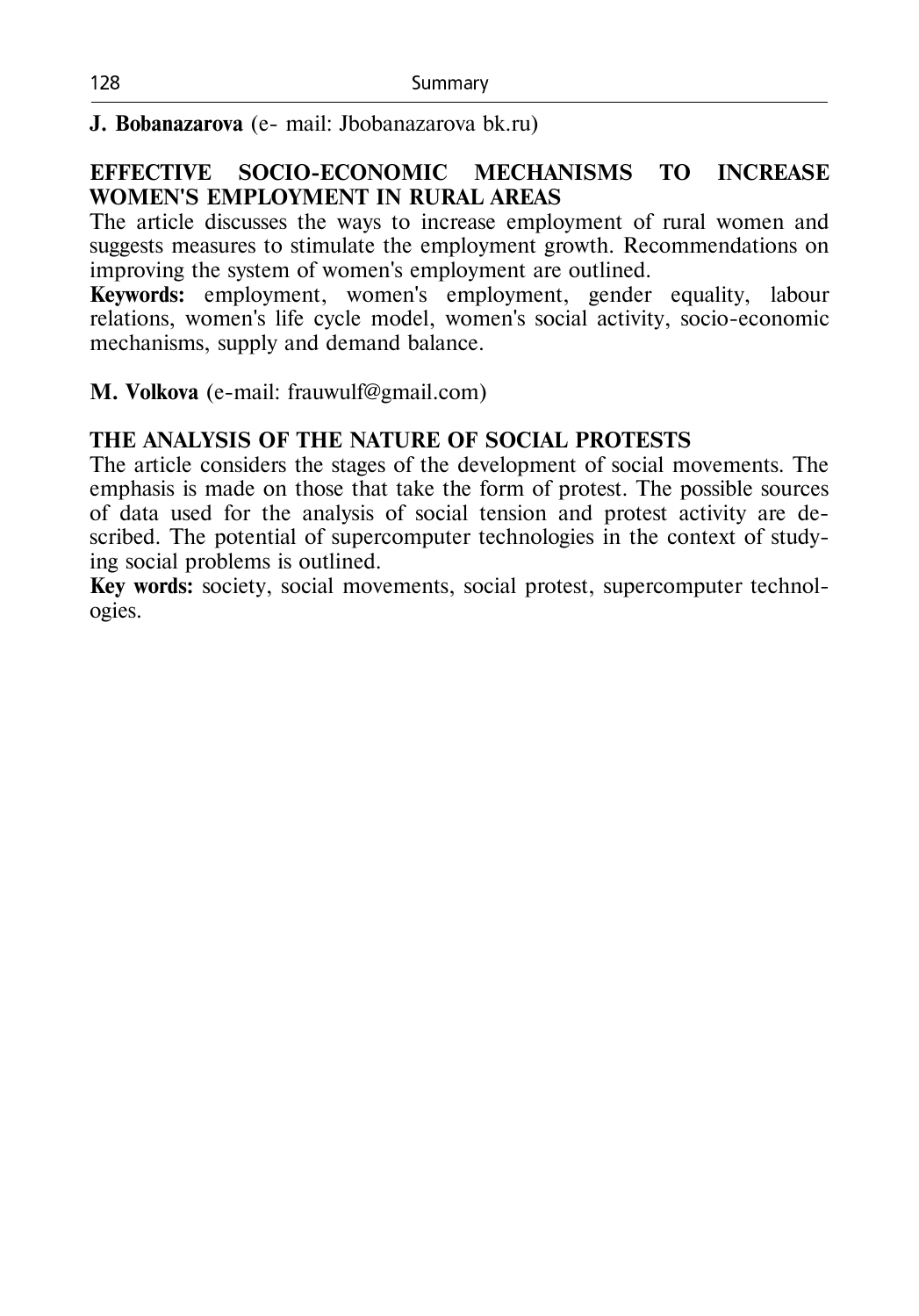**J. Bobanazarova** (e- mail: Jbobanazarova bk.ru)

## EFFECTIVE SOCIO-ECONOMIC MECHANISMS TO INCREASE WOMEN'S EMPLOYMENT IN RURAL AREAS

The article discusses the ways to increase employment of rural women and suggests measures to stimulate the employment growth. Recommendations on improving the system of women's employment are outlined.

**Keywords:** employment, women's employment, gender equality, labour relations, women's life cycle model, women's social activity, socio-economic mechanisms, supply and demand balance.

**M. Volkova** (e-mail: frauwulf@gmail.com)

## THE ANALYSIS OF THE NATURE OF SOCIAL PROTESTS

The article considers the stages of the development of social movements. The emphasis is made on those that take the form of protest. The possible sources of data used for the analysis of social tension and protest activity are described. The potential of supercomputer technologies in the context of studying social problems is outlined.

**Key words:** society, social movements, social protest, supercomputer technologies.